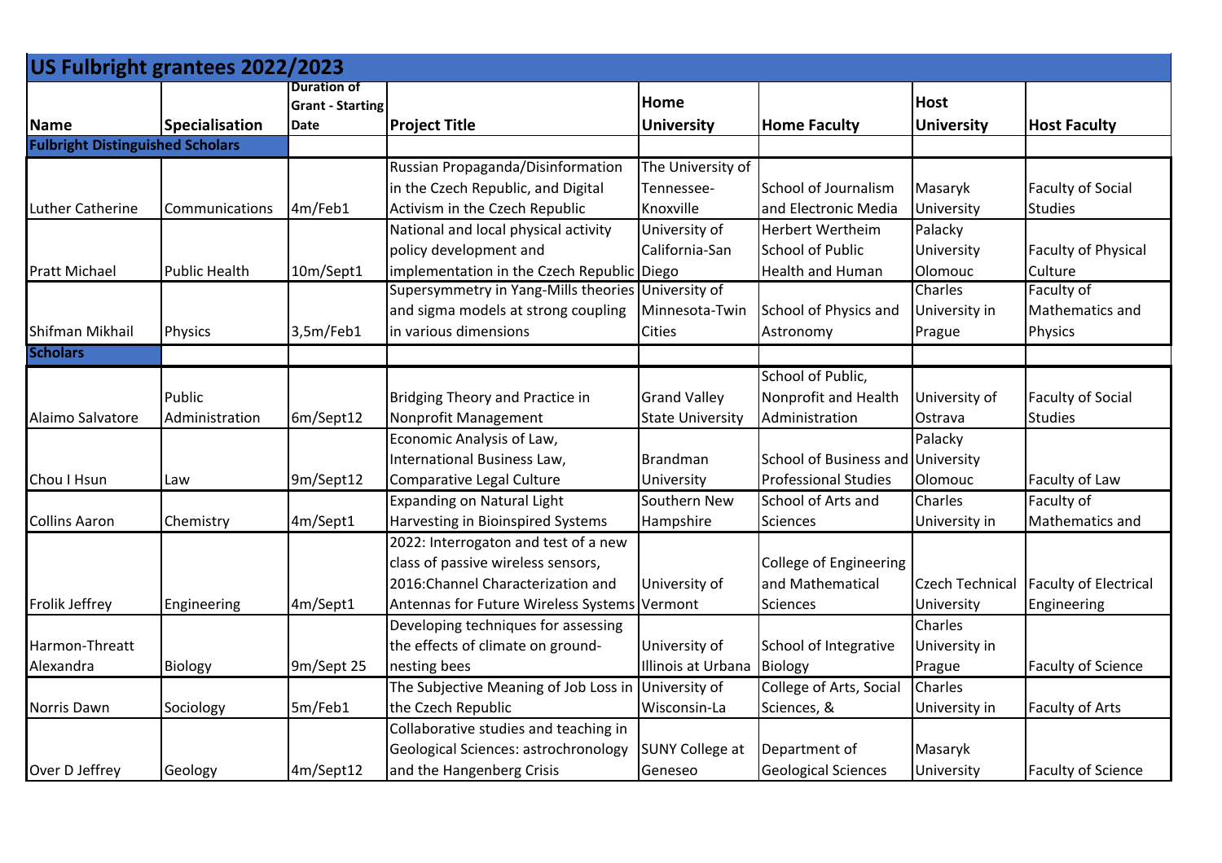# US Fulbright grantees 2022/2023

| Name | Specialisation | Duration of Grant - Starting Date | Project Title | Home University | Home Faculty | Host University | Host Faculty |
|---|---|---|---|---|---|---|---|
| **Fulbright Distinguished Scholars** | | | | | | | |
| Luther Catherine | Communications | 4m/Feb1 | Russian Propaganda/Disinformation in the Czech Republic, and Digital Activism in the Czech Republic | The University of Tennessee-Knoxville | School of Journalism and Electronic Media | Masaryk University | Faculty of Social Studies |
| Pratt Michael | Public Health | 10m/Sept1 | National and local physical activity policy development and implementation in the Czech Republic | University of California-San Diego | Herbert Wertheim School of Public Health and Human | Palacky University Olomouc | Faculty of Physical Culture |
| Shifman Mikhail | Physics | 3,5m/Feb1 | Supersymmetry in Yang-Mills theories and sigma models at strong coupling in various dimensions | University of Minnesota-Twin Cities | School of Physics and Astronomy | Charles University in Prague | Faculty of Mathematics and Physics |
| **Scholars** | | | | | | | |
| Alaimo Salvatore | Public Administration | 6m/Sept12 | Bridging Theory and Practice in Nonprofit Management | Grand Valley State University | School of Public, Nonprofit and Health Administration | University of Ostrava | Faculty of Social Studies |
| Chou I Hsun | Law | 9m/Sept12 | Economic Analysis of Law, International Business Law, Comparative Legal Culture | Brandman University | School of Business and Professional Studies | Palacky University Olomouc | Faculty of Law |
| Collins Aaron | Chemistry | 4m/Sept1 | Expanding on Natural Light Harvesting in Bioinspired Systems | Southern New Hampshire | School of Arts and Sciences | Charles University in | Faculty of Mathematics and |
| Frolik Jeffrey | Engineering | 4m/Sept1 | 2022: Interrogaton and test of a new class of passive wireless sensors, 2016:Channel Characterization and Antennas for Future Wireless Systems | University of Vermont | College of Engineering and Mathematical Sciences | Czech Technical University | Faculty of Electrical Engineering |
| Harmon-Threatt Alexandra | Biology | 9m/Sept 25 | Developing techniques for assessing the effects of climate on ground-nesting bees | University of Illinois at Urbana | School of Integrative Biology | Charles University in Prague | Faculty of Science |
| Norris Dawn | Sociology | 5m/Feb1 | The Subjective Meaning of Job Loss in the Czech Republic | University of Wisconsin-La | College of Arts, Social Sciences, & | Charles University in | Faculty of Arts |
| Over D Jeffrey | Geology | 4m/Sept12 | Collaborative studies and teaching in Geological Sciences: astrochronology and the Hangenberg Crisis | SUNY College at Geneseo | Department of Geological Sciences | Masaryk University | Faculty of Science |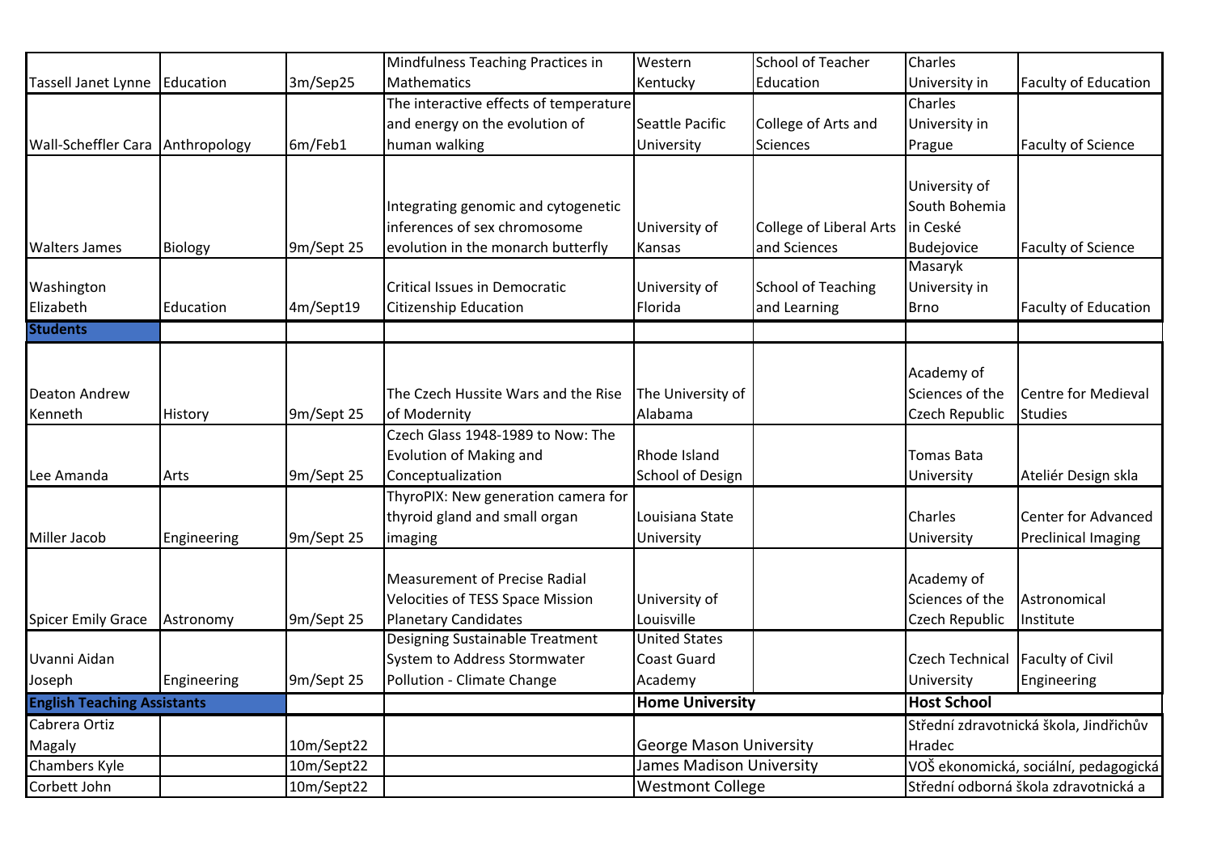| | | | | | | | |
|---|---|---|---|---|---|---|---|
| Tassell Janet Lynne | Education | 3m/Sep25 | Mindfulness Teaching Practices in Mathematics | Western Kentucky | School of Teacher Education | Charles University in | Faculty of Education |
| Wall-Scheffler Cara | Anthropology | 6m/Feb1 | The interactive effects of temperature and energy on the evolution of human walking | Seattle Pacific University | College of Arts and Sciences | Charles University in Prague | Faculty of Science |
| Walters James | Biology | 9m/Sept 25 | Integrating genomic and cytogenetic inferences of sex chromosome evolution in the monarch butterfly | University of Kansas | College of Liberal Arts and Sciences | University of South Bohemia in Ceské Budejovice | Faculty of Science |
| Washington Elizabeth | Education | 4m/Sept19 | Critical Issues in Democratic Citizenship Education | University of Florida | School of Teaching and Learning | Masaryk University in Brno | Faculty of Education |
| **Students** | | | | | | | |
| Deaton Andrew Kenneth | History | 9m/Sept 25 | The Czech Hussite Wars and the Rise of Modernity | The University of Alabama | | Academy of Sciences of the Czech Republic | Centre for Medieval Studies |
| Lee Amanda | Arts | 9m/Sept 25 | Czech Glass 1948-1989 to Now: The Evolution of Making and Conceptualization | Rhode Island School of Design | | Tomas Bata University | Ateliér Design skla |
| Miller Jacob | Engineering | 9m/Sept 25 | ThyroPIX: New generation camera for thyroid gland and small organ imaging | Louisiana State University | | Charles University | Center for Advanced Preclinical Imaging |
| Spicer Emily Grace | Astronomy | 9m/Sept 25 | Measurement of Precise Radial Velocities of TESS Space Mission Planetary Candidates | University of Louisville | | Academy of Sciences of the Czech Republic | Astronomical Institute |
| Uvanni Aidan Joseph | Engineering | 9m/Sept 25 | Designing Sustainable Treatment System to Address Stormwater Pollution - Climate Change | United States Coast Guard Academy | | Czech Technical University | Faculty of Civil Engineering |
| **English Teaching Assistants** | | | | **Home University** | | **Host School** | |
| Cabrera Ortiz Magaly | | 10m/Sept22 | | George Mason University | | Střední zdravotnická škola, Jindřichův Hradec | |
| Chambers Kyle | | 10m/Sept22 | | James Madison University | | VOŠ ekonomická, sociální, pedagogická | |
| Corbett John | | 10m/Sept22 | | Westmont College | | Střední odborná škola zdravotnická a | |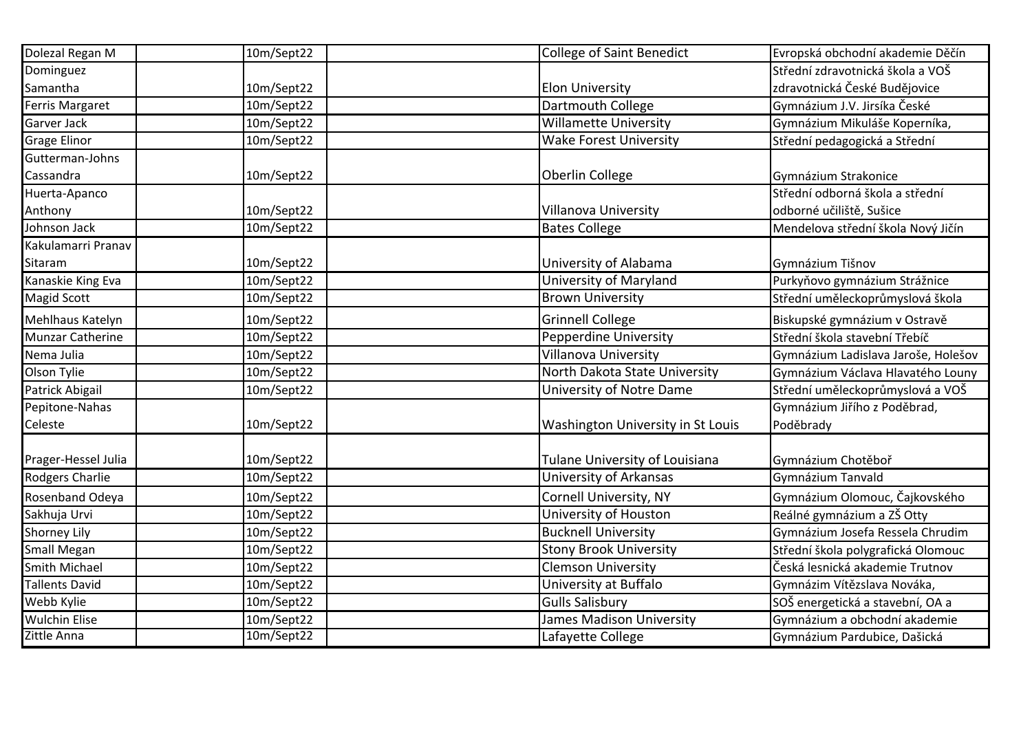| | | | | | |
|---|---|---|---|---|---|
| Dolezal Regan M | | 10m/Sept22 | | College of Saint Benedict | Evropská obchodní akademie Děčín |
| Dominguez Samantha | | 10m/Sept22 | | Elon University | Střední zdravotnická škola a VOŠ zdravotnická České Budějovice |
| Ferris Margaret | | 10m/Sept22 | | Dartmouth College | Gymnázium J.V. Jirsíka České |
| Garver Jack | | 10m/Sept22 | | Willamette University | Gymnázium Mikuláše Koperníka, |
| Grage Elinor | | 10m/Sept22 | | Wake Forest University | Střední pedagogická a Střední |
| Gutterman-Johns Cassandra | | 10m/Sept22 | | Oberlin College | Gymnázium Strakonice |
| Huerta-Apanco Anthony | | 10m/Sept22 | | Villanova University | Střední odborná škola a střední odborné učiliště, Sušice |
| Johnson Jack | | 10m/Sept22 | | Bates College | Mendelova střední škola Nový Jičín |
| Kakulamarri Pranav Sitaram | | 10m/Sept22 | | University of Alabama | Gymnázium Tišnov |
| Kanaskie King Eva | | 10m/Sept22 | | University of Maryland | Purkyňovo gymnázium Strážnice |
| Magid Scott | | 10m/Sept22 | | Brown University | Střední uměleckoprůmyslová škola |
| Mehlhaus Katelyn | | 10m/Sept22 | | Grinnell College | Biskupské gymnázium v Ostravě |
| Munzar Catherine | | 10m/Sept22 | | Pepperdine University | Střední škola stavební Třebíč |
| Nema Julia | | 10m/Sept22 | | Villanova University | Gymnázium Ladislava Jaroše, Holešov |
| Olson Tylie | | 10m/Sept22 | | North Dakota State University | Gymnázium Václava Hlavatého Louny |
| Patrick Abigail | | 10m/Sept22 | | University of Notre Dame | Střední uměleckoprůmyslová a VOŠ |
| Pepitone-Nahas Celeste | | 10m/Sept22 | | Washington University in St Louis | Gymnázium Jiřího z Poděbrad, Poděbrady |
| Prager-Hessel Julia | | 10m/Sept22 | | Tulane University of Louisiana | Gymnázium Chotěboř |
| Rodgers Charlie | | 10m/Sept22 | | University of Arkansas | Gymnázium Tanvald |
| Rosenband Odeya | | 10m/Sept22 | | Cornell University, NY | Gymnázium Olomouc, Čajkovského |
| Sakhuja Urvi | | 10m/Sept22 | | University of Houston | Reálné gymnázium a ZŠ Otty |
| Shorney Lily | | 10m/Sept22 | | Bucknell University | Gymnázium Josefa Ressela Chrudim |
| Small Megan | | 10m/Sept22 | | Stony Brook University | Střední škola polygrafická Olomouc |
| Smith Michael | | 10m/Sept22 | | Clemson University | Česká lesnická akademie Trutnov |
| Tallents David | | 10m/Sept22 | | University at Buffalo | Gymnázim Vítězslava Nováka, |
| Webb Kylie | | 10m/Sept22 | | Gulls Salisbury | SOŠ energetická a stavební, OA a |
| Wulchin Elise | | 10m/Sept22 | | James Madison University | Gymnázium a obchodní akademie |
| Zittle Anna | | 10m/Sept22 | | Lafayette College | Gymnázium Pardubice, Dašická |